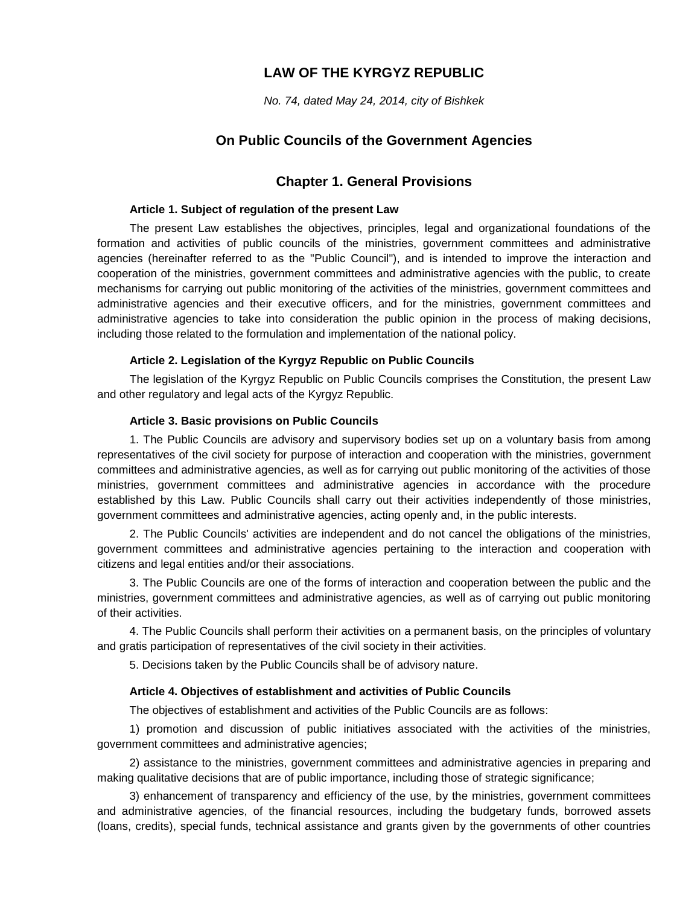# LAW OF THE KYRGYZ REPUBLIC

*No. 74, dated May 24, 2014, city of Bishkek*

## On Public Councils of the Government Agencies

## Chapter 1. General Provisions

**Article 1. Subject of regulation of the present Law**

The present Law establishes the objectives, principles, legal and organizational foundations of the formation and activities of public councils of the ministries, government committees and administrative agencies (hereinafter referred to as the "Public Council"), and is intended to improve the interaction and cooperation of the ministries, government committees and administrative agencies with the public, to create mechanisms for carrying out public monitoring of the activities of the ministries, government committees and administrative agencies and their executive officers, and for the ministries, government committees and administrative agencies to take into consideration the public opinion in the process of making decisions, including those related to the formulation and implementation of the national policy.

**Article 2. Legislation of the Kyrgyz Republic on Public Councils**

The legislation of the Kyrgyz Republic on Public Councils comprises the Constitution, the present Law and other regulatory and legal acts of the Kyrgyz Republic.

**Article 3. Basic provisions on Public Councils**

1. The Public Councils are advisory and supervisory bodies set up on a voluntary basis from among representatives of the civil society for purpose of interaction and cooperation with the ministries, government committees and administrative agencies, as well as for carrying out public monitoring of the activities of those ministries, government committees and administrative agencies in accordance with the procedure established by this Law. Public Councils shall carry out their activities independently of those ministries, government committees and administrative agencies, acting openly and, in the public interests.

2. The Public Councils' activities are independent and do not cancel the obligations of the ministries, government committees and administrative agencies pertaining to the interaction and cooperation with citizens and legal entities and/or their associations.

3. The Public Councils are one of the forms of interaction and cooperation between the public and the ministries, government committees and administrative agencies, as well as of carrying out public monitoring of their activities.

4. The Public Councils shall perform their activities on a permanent basis, on the principles of voluntary and gratis participation of representatives of the civil society in their activities.

5. Decisions taken by the Public Councils shall be of advisory nature.

**Article 4. Objectives of establishment and activities of Public Councils**

The objectives of establishment and activities of the Public Councils are as follows:

1) promotion and discussion of public initiatives associated with the activities of the ministries, government committees and administrative agencies;

2) assistance to the ministries, government committees and administrative agencies in preparing and making qualitative decisions that are of public importance, including those of strategic significance;

3) enhancement of transparency and efficiency of the use, by the ministries, government committees and administrative agencies, of the financial resources, including the budgetary funds, borrowed assets (loans, credits), special funds, technical assistance and grants given by the governments of other countries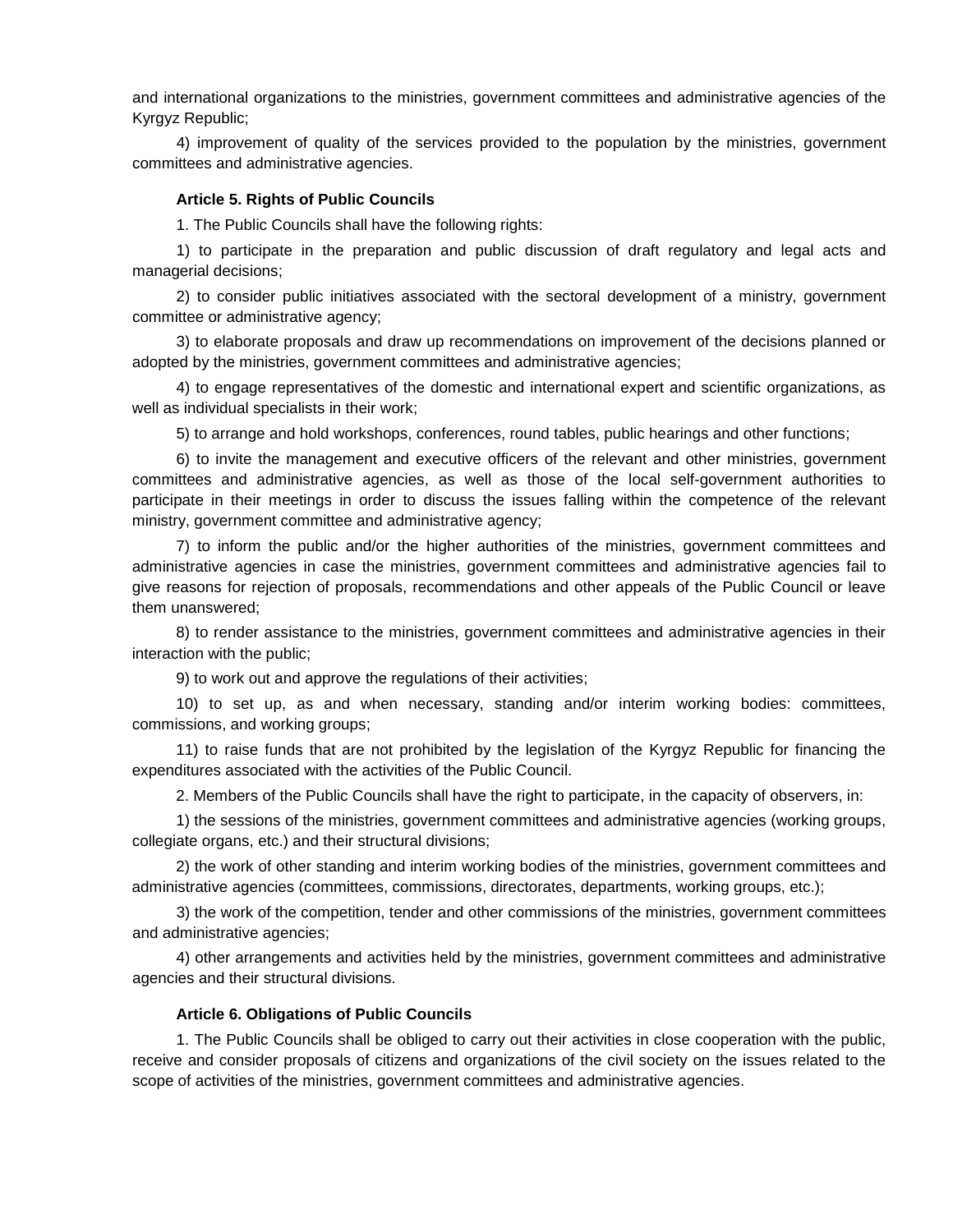and international organizations to the ministries, government committees and administrative agencies of the Kyrgyz Republic;

4) improvement of quality of the services provided to the population by the ministries, government committees and administrative agencies.

**Article 5. Rights of Public Councils**

1. The Public Councils shall have the following rights:

1) to participate in the preparation and public discussion of draft regulatory and legal acts and managerial decisions;

2) to consider public initiatives associated with the sectoral development of a ministry, government committee or administrative agency;

3) to elaborate proposals and draw up recommendations on improvement of the decisions planned or adopted by the ministries, government committees and administrative agencies;

4) to engage representatives of the domestic and international expert and scientific organizations, as well as individual specialists in their work;

5) to arrange and hold workshops, conferences, round tables, public hearings and other functions;

6) to invite the management and executive officers of the relevant and other ministries, government committees and administrative agencies, as well as those of the local self-government authorities to participate in their meetings in order to discuss the issues falling within the competence of the relevant ministry, government committee and administrative agency;

7) to inform the public and/or the higher authorities of the ministries, government committees and administrative agencies in case the ministries, government committees and administrative agencies fail to give reasons for rejection of proposals, recommendations and other appeals of the Public Council or leave them unanswered;

8) to render assistance to the ministries, government committees and administrative agencies in their interaction with the public;

9) to work out and approve the regulations of their activities;

10) to set up, as and when necessary, standing and/or interim working bodies: committees, commissions, and working groups;

11) to raise funds that are not prohibited by the legislation of the Kyrgyz Republic for financing the expenditures associated with the activities of the Public Council.

2. Members of the Public Councils shall have the right to participate, in the capacity of observers, in:

1) the sessions of the ministries, government committees and administrative agencies (working groups, collegiate organs, etc.) and their structural divisions;

2) the work of other standing and interim working bodies of the ministries, government committees and administrative agencies (committees, commissions, directorates, departments, working groups, etc.);

3) the work of the competition, tender and other commissions of the ministries, government committees and administrative agencies;

4) other arrangements and activities held by the ministries, government committees and administrative agencies and their structural divisions.

**Article 6. Obligations of Public Councils**

1. The Public Councils shall be obliged to carry out their activities in close cooperation with the public, receive and consider proposals of citizens and organizations of the civil society on the issues related to the scope of activities of the ministries, government committees and administrative agencies.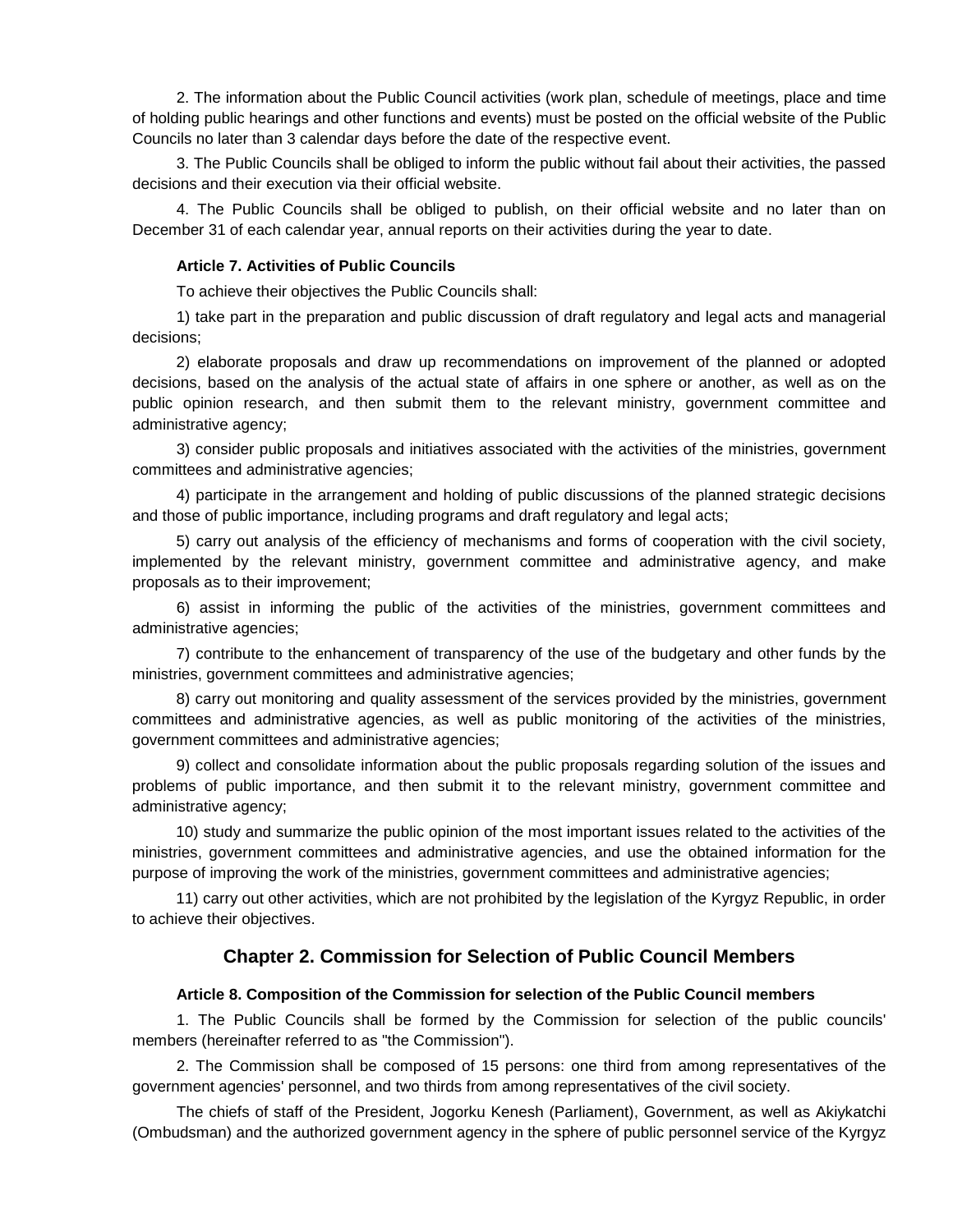2. The information about the Public Council activities (work plan, schedule of meetings, place and time of holding public hearings and other functions and events) must be posted on the official website of the Public Councils no later than 3 calendar days before the date of the respective event.

3. The Public Councils shall be obliged to inform the public without fail about their activities, the passed decisions and their execution via their official website.

4. The Public Councils shall be obliged to publish, on their official website and no later than on December 31 of each calendar year, annual reports on their activities during the year to date.

**Article 7. Activities of Public Councils**

To achieve their objectives the Public Councils shall:

1) take part in the preparation and public discussion of draft regulatory and legal acts and managerial decisions;

2) elaborate proposals and draw up recommendations on improvement of the planned or adopted decisions, based on the analysis of the actual state of affairs in one sphere or another, as well as on the public opinion research, and then submit them to the relevant ministry, government committee and administrative agency;

3) consider public proposals and initiatives associated with the activities of the ministries, government committees and administrative agencies;

4) participate in the arrangement and holding of public discussions of the planned strategic decisions and those of public importance, including programs and draft regulatory and legal acts;

5) carry out analysis of the efficiency of mechanisms and forms of cooperation with the civil society, implemented by the relevant ministry, government committee and administrative agency, and make proposals as to their improvement;

6) assist in informing the public of the activities of the ministries, government committees and administrative agencies;

7) contribute to the enhancement of transparency of the use of the budgetary and other funds by the ministries, government committees and administrative agencies;

8) carry out monitoring and quality assessment of the services provided by the ministries, government committees and administrative agencies, as well as public monitoring of the activities of the ministries, government committees and administrative agencies;

9) collect and consolidate information about the public proposals regarding solution of the issues and problems of public importance, and then submit it to the relevant ministry, government committee and administrative agency;

10) study and summarize the public opinion of the most important issues related to the activities of the ministries, government committees and administrative agencies, and use the obtained information for the purpose of improving the work of the ministries, government committees and administrative agencies;

11) carry out other activities, which are not prohibited by the legislation of the Kyrgyz Republic, in order to achieve their objectives.

## Chapter 2. Commission for Selection of Public Council Members

**Article 8. Composition of the Commission for selection of the Public Council members**

1. The Public Councils shall be formed by the Commission for selection of the public councils' members (hereinafter referred to as "the Commission").

2. The Commission shall be composed of 15 persons: one third from among representatives of the government agencies' personnel, and two thirds from among representatives of the civil society.

The chiefs of staff of the President, Jogorku Kenesh (Parliament), Government, as well as Akiykatchi (Ombudsman) and the authorized government agency in the sphere of public personnel service of the Kyrgyz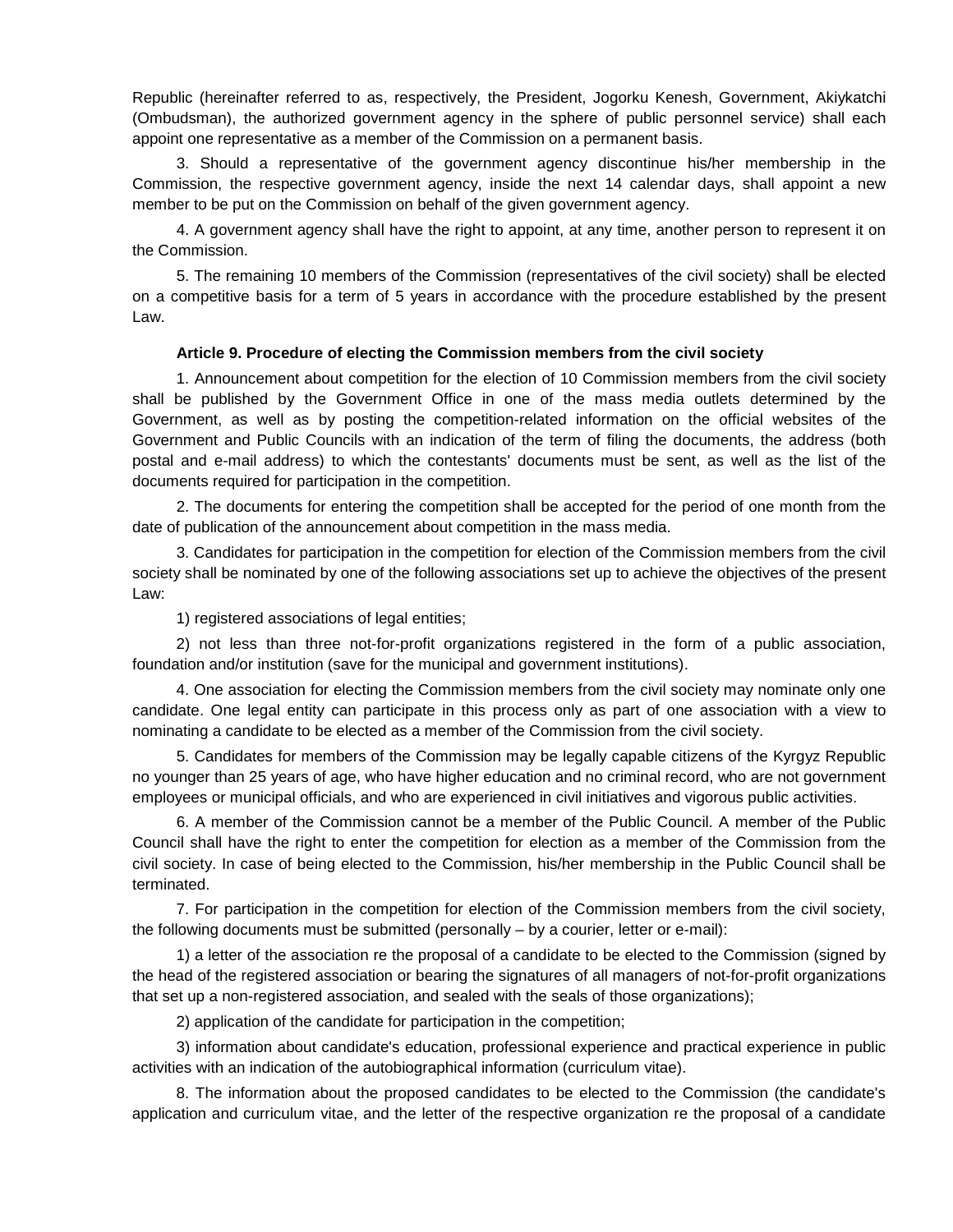Republic (hereinafter referred to as, respectively, the President, Jogorku Kenesh, Government, Akiykatchi (Ombudsman), the authorized government agency in the sphere of public personnel service) shall each appoint one representative as a member of the Commission on a permanent basis.

3. Should a representative of the government agency discontinue his/her membership in the Commission, the respective government agency, inside the next 14 calendar days, shall appoint a new member to be put on the Commission on behalf of the given government agency.

4. A government agency shall have the right to appoint, at any time, another person to represent it on the Commission.

5. The remaining 10 members of the Commission (representatives of the civil society) shall be elected on a competitive basis for a term of 5 years in accordance with the procedure established by the present Law.

**Article 9. Procedure of electing the Commission members from the civil society**

1. Announcement about competition for the election of 10 Commission members from the civil society shall be published by the Government Office in one of the mass media outlets determined by the Government, as well as by posting the competition-related information on the official websites of the Government and Public Councils with an indication of the term of filing the documents, the address (both postal and e-mail address) to which the contestants' documents must be sent, as well as the list of the documents required for participation in the competition.

2. The documents for entering the competition shall be accepted for the period of one month from the date of publication of the announcement about competition in the mass media.

3. Candidates for participation in the competition for election of the Commission members from the civil society shall be nominated by one of the following associations set up to achieve the objectives of the present Law:

1) registered associations of legal entities;

2) not less than three not-for-profit organizations registered in the form of a public association, foundation and/or institution (save for the municipal and government institutions).

4. One association for electing the Commission members from the civil society may nominate only one candidate. One legal entity can participate in this process only as part of one association with a view to nominating a candidate to be elected as a member of the Commission from the civil society.

5. Candidates for members of the Commission may be legally capable citizens of the Kyrgyz Republic no younger than 25 years of age, who have higher education and no criminal record, who are not government employees or municipal officials, and who are experienced in civil initiatives and vigorous public activities.

6. A member of the Commission cannot be a member of the Public Council. A member of the Public Council shall have the right to enter the competition for election as a member of the Commission from the civil society. In case of being elected to the Commission, his/her membership in the Public Council shall be terminated.

7. For participation in the competition for election of the Commission members from the civil society, the following documents must be submitted (personally – by a courier, letter or e-mail):

1) a letter of the association re the proposal of a candidate to be elected to the Commission (signed by the head of the registered association or bearing the signatures of all managers of not-for-profit organizations that set up a non-registered association, and sealed with the seals of those organizations);

2) application of the candidate for participation in the competition;

3) information about candidate's education, professional experience and practical experience in public activities with an indication of the autobiographical information (curriculum vitae).

8. The information about the proposed candidates to be elected to the Commission (the candidate's application and curriculum vitae, and the letter of the respective organization re the proposal of a candidate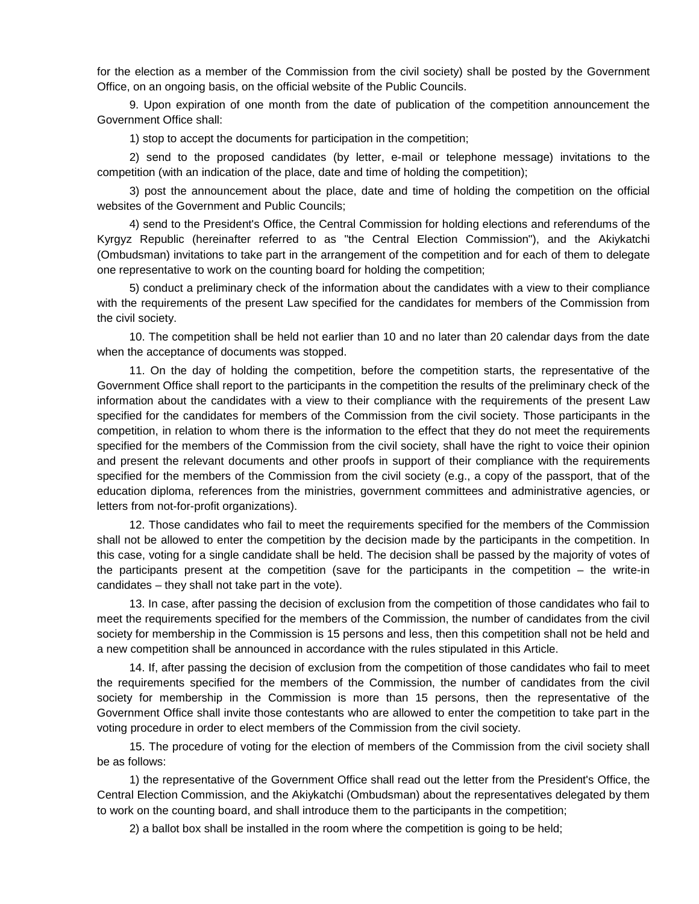for the election as a member of the Commission from the civil society) shall be posted by the Government Office, on an ongoing basis, on the official website of the Public Councils.

9. Upon expiration of one month from the date of publication of the competition announcement the Government Office shall:

1) stop to accept the documents for participation in the competition;

2) send to the proposed candidates (by letter, e-mail or telephone message) invitations to the competition (with an indication of the place, date and time of holding the competition);

3) post the announcement about the place, date and time of holding the competition on the official websites of the Government and Public Councils;

4) send to the President's Office, the Central Commission for holding elections and referendums of the Kyrgyz Republic (hereinafter referred to as "the Central Election Commission"), and the Akiykatchi (Ombudsman) invitations to take part in the arrangement of the competition and for each of them to delegate one representative to work on the counting board for holding the competition;

5) conduct a preliminary check of the information about the candidates with a view to their compliance with the requirements of the present Law specified for the candidates for members of the Commission from the civil society.

10. The competition shall be held not earlier than 10 and no later than 20 calendar days from the date when the acceptance of documents was stopped.

11. On the day of holding the competition, before the competition starts, the representative of the Government Office shall report to the participants in the competition the results of the preliminary check of the information about the candidates with a view to their compliance with the requirements of the present Law specified for the candidates for members of the Commission from the civil society. Those participants in the competition, in relation to whom there is the information to the effect that they do not meet the requirements specified for the members of the Commission from the civil society, shall have the right to voice their opinion and present the relevant documents and other proofs in support of their compliance with the requirements specified for the members of the Commission from the civil society (e.g., a copy of the passport, that of the education diploma, references from the ministries, government committees and administrative agencies, or letters from not-for-profit organizations).

12. Those candidates who fail to meet the requirements specified for the members of the Commission shall not be allowed to enter the competition by the decision made by the participants in the competition. In this case, voting for a single candidate shall be held. The decision shall be passed by the majority of votes of the participants present at the competition (save for the participants in the competition – the write-in candidates – they shall not take part in the vote).

13. In case, after passing the decision of exclusion from the competition of those candidates who fail to meet the requirements specified for the members of the Commission, the number of candidates from the civil society for membership in the Commission is 15 persons and less, then this competition shall not be held and a new competition shall be announced in accordance with the rules stipulated in this Article.

14. If, after passing the decision of exclusion from the competition of those candidates who fail to meet the requirements specified for the members of the Commission, the number of candidates from the civil society for membership in the Commission is more than 15 persons, then the representative of the Government Office shall invite those contestants who are allowed to enter the competition to take part in the voting procedure in order to elect members of the Commission from the civil society.

15. The procedure of voting for the election of members of the Commission from the civil society shall be as follows:

1) the representative of the Government Office shall read out the letter from the President's Office, the Central Election Commission, and the Akiykatchi (Ombudsman) about the representatives delegated by them to work on the counting board, and shall introduce them to the participants in the competition;

2) a ballot box shall be installed in the room where the competition is going to be held;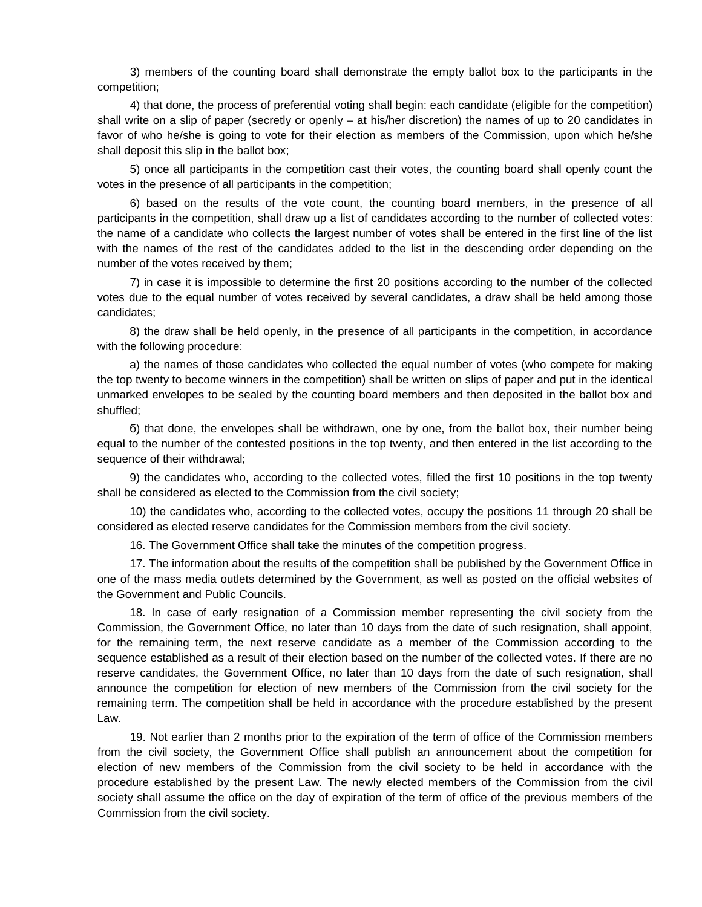3) members of the counting board shall demonstrate the empty ballot box to the participants in the competition;

4) that done, the process of preferential voting shall begin: each candidate (eligible for the competition) shall write on a slip of paper (secretly or openly – at his/her discretion) the names of up to 20 candidates in favor of who he/she is going to vote for their election as members of the Commission, upon which he/she shall deposit this slip in the ballot box;

5) once all participants in the competition cast their votes, the counting board shall openly count the votes in the presence of all participants in the competition;

6) based on the results of the vote count, the counting board members, in the presence of all participants in the competition, shall draw up a list of candidates according to the number of collected votes: the name of a candidate who collects the largest number of votes shall be entered in the first line of the list with the names of the rest of the candidates added to the list in the descending order depending on the number of the votes received by them;

7) in case it is impossible to determine the first 20 positions according to the number of the collected votes due to the equal number of votes received by several candidates, a draw shall be held among those candidates;

8) the draw shall be held openly, in the presence of all participants in the competition, in accordance with the following procedure:

a) the names of those candidates who collected the equal number of votes (who compete for making the top twenty to become winners in the competition) shall be written on slips of paper and put in the identical unmarked envelopes to be sealed by the counting board members and then deposited in the ballot box and shuffled;

б) that done, the envelopes shall be withdrawn, one by one, from the ballot box, their number being equal to the number of the contested positions in the top twenty, and then entered in the list according to the sequence of their withdrawal;

9) the candidates who, according to the collected votes, filled the first 10 positions in the top twenty shall be considered as elected to the Commission from the civil society;

10) the candidates who, according to the collected votes, occupy the positions 11 through 20 shall be considered as elected reserve candidates for the Commission members from the civil society.

16. The Government Office shall take the minutes of the competition progress.

17. The information about the results of the competition shall be published by the Government Office in one of the mass media outlets determined by the Government, as well as posted on the official websites of the Government and Public Councils.

18. In case of early resignation of a Commission member representing the civil society from the Commission, the Government Office, no later than 10 days from the date of such resignation, shall appoint, for the remaining term, the next reserve candidate as a member of the Commission according to the sequence established as a result of their election based on the number of the collected votes. If there are no reserve candidates, the Government Office, no later than 10 days from the date of such resignation, shall announce the competition for election of new members of the Commission from the civil society for the remaining term. The competition shall be held in accordance with the procedure established by the present Law.

19. Not earlier than 2 months prior to the expiration of the term of office of the Commission members from the civil society, the Government Office shall publish an announcement about the competition for election of new members of the Commission from the civil society to be held in accordance with the procedure established by the present Law. The newly elected members of the Commission from the civil society shall assume the office on the day of expiration of the term of office of the previous members of the Commission from the civil society.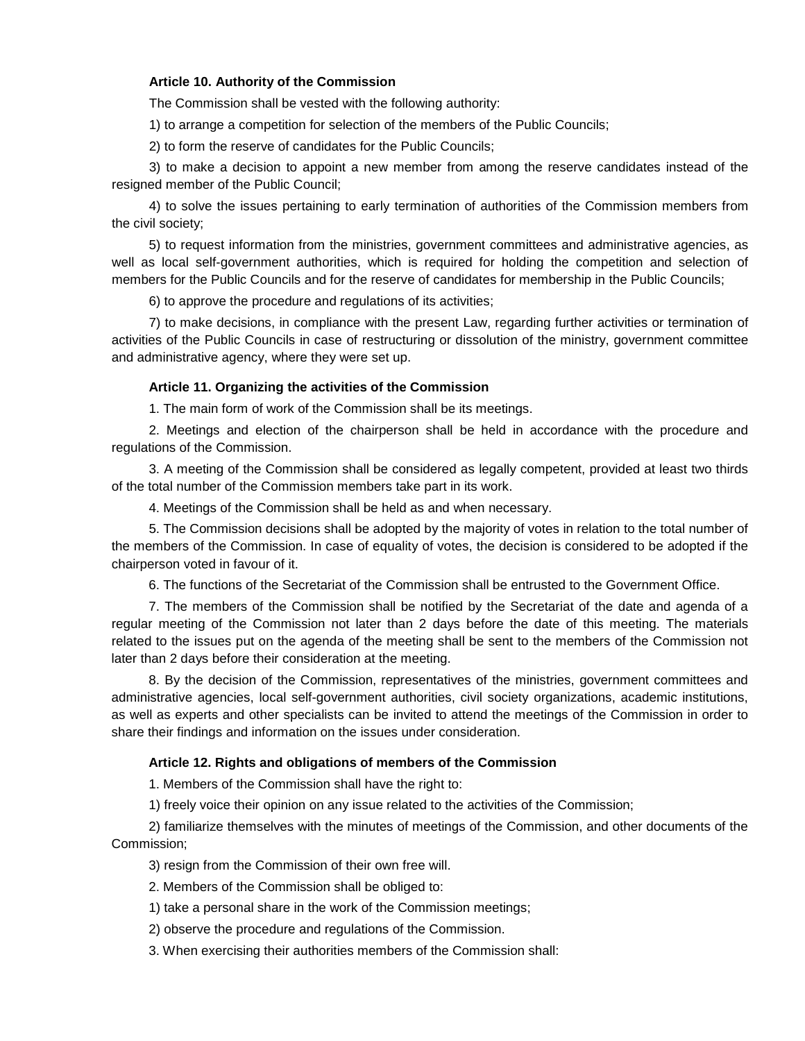**Article 10. Authority of the Commission**

The Commission shall be vested with the following authority:

1) to arrange a competition for selection of the members of the Public Councils;

2) to form the reserve of candidates for the Public Councils;

3) to make a decision to appoint a new member from among the reserve candidates instead of the resigned member of the Public Council;

4) to solve the issues pertaining to early termination of authorities of the Commission members from the civil society;

5) to request information from the ministries, government committees and administrative agencies, as well as local self-government authorities, which is required for holding the competition and selection of members for the Public Councils and for the reserve of candidates for membership in the Public Councils;

6) to approve the procedure and regulations of its activities;

7) to make decisions, in compliance with the present Law, regarding further activities or termination of activities of the Public Councils in case of restructuring or dissolution of the ministry, government committee and administrative agency, where they were set up.

**Article 11. Organizing the activities of the Commission**

1. The main form of work of the Commission shall be its meetings.

2. Meetings and election of the chairperson shall be held in accordance with the procedure and regulations of the Commission.

3. A meeting of the Commission shall be considered as legally competent, provided at least two thirds of the total number of the Commission members take part in its work.

4. Meetings of the Commission shall be held as and when necessary.

5. The Commission decisions shall be adopted by the majority of votes in relation to the total number of the members of the Commission. In case of equality of votes, the decision is considered to be adopted if the chairperson voted in favour of it.

6. The functions of the Secretariat of the Commission shall be entrusted to the Government Office.

7. The members of the Commission shall be notified by the Secretariat of the date and agenda of a regular meeting of the Commission not later than 2 days before the date of this meeting. The materials related to the issues put on the agenda of the meeting shall be sent to the members of the Commission not later than 2 days before their consideration at the meeting.

8. By the decision of the Commission, representatives of the ministries, government committees and administrative agencies, local self-government authorities, civil society organizations, academic institutions, as well as experts and other specialists can be invited to attend the meetings of the Commission in order to share their findings and information on the issues under consideration.

**Article 12. Rights and obligations of members of the Commission**

1. Members of the Commission shall have the right to:

1) freely voice their opinion on any issue related to the activities of the Commission;

2) familiarize themselves with the minutes of meetings of the Commission, and other documents of the Commission;

3) resign from the Commission of their own free will.

2. Members of the Commission shall be obliged to:

1) take a personal share in the work of the Commission meetings;

2) observe the procedure and regulations of the Commission.

3. When exercising their authorities members of the Commission shall: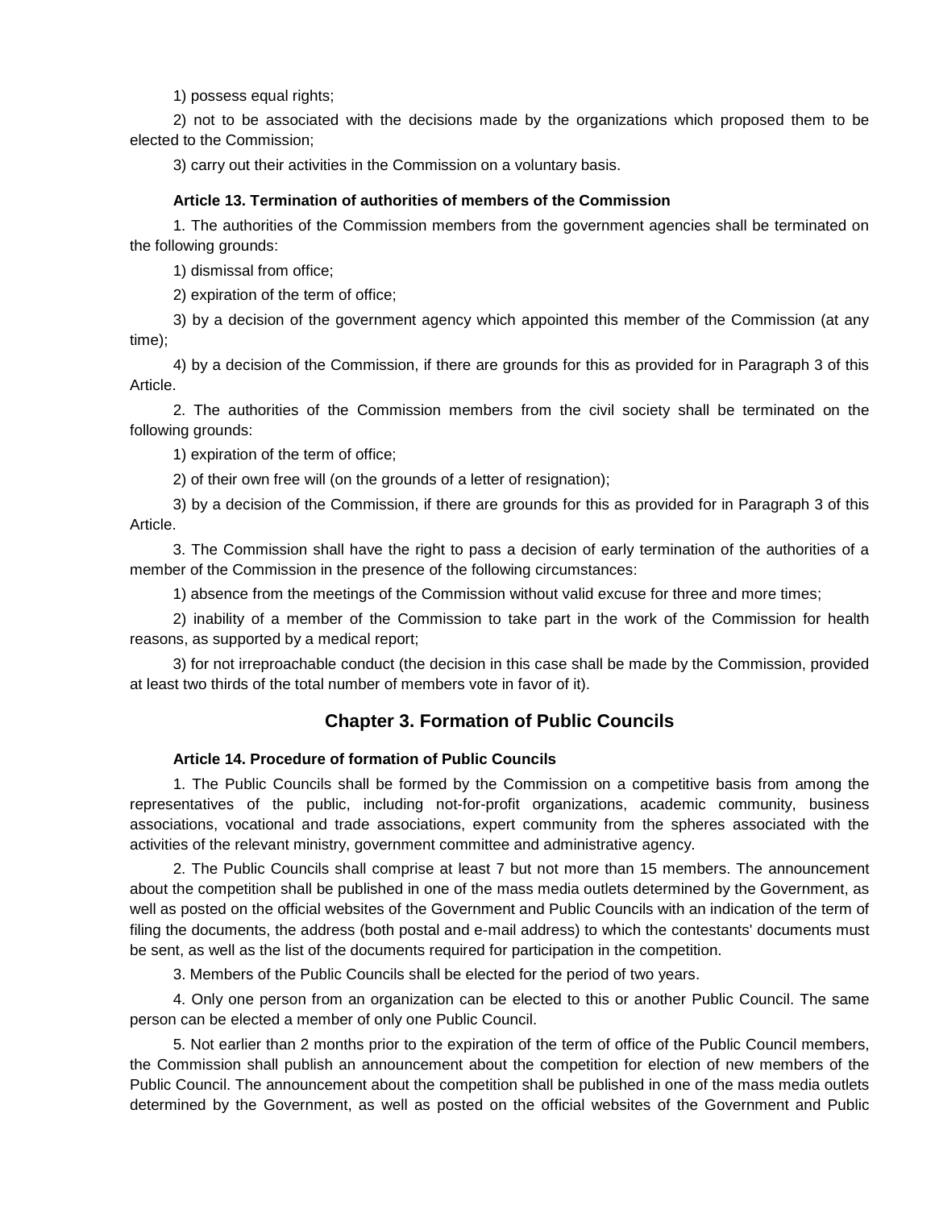1) possess equal rights;

2) not to be associated with the decisions made by the organizations which proposed them to be elected to the Commission;

3) carry out their activities in the Commission on a voluntary basis.

#### Article 13. Termination of authorities of members of the Commission

1. The authorities of the Commission members from the government agencies shall be terminated on the following grounds:

1) dismissal from office;

2) expiration of the term of office;

3) by a decision of the government agency which appointed this member of the Commission (at any time);

4) by a decision of the Commission, if there are grounds for this as provided for in Paragraph 3 of this Article.

2. The authorities of the Commission members from the civil society shall be terminated on the following grounds:

1) expiration of the term of office;

2) of their own free will (on the grounds of a letter of resignation);

3) by a decision of the Commission, if there are grounds for this as provided for in Paragraph 3 of this Article.

3. The Commission shall have the right to pass a decision of early termination of the authorities of a member of the Commission in the presence of the following circumstances:

1) absence from the meetings of the Commission without valid excuse for three and more times;

2) inability of a member of the Commission to take part in the work of the Commission for health reasons, as supported by a medical report;

3) for not irreproachable conduct (the decision in this case shall be made by the Commission, provided at least two thirds of the total number of members vote in favor of it).

## Chapter 3. Formation of Public Councils

#### Article 14. Procedure of formation of Public Councils

1. The Public Councils shall be formed by the Commission on a competitive basis from among the representatives of the public, including not-for-profit organizations, academic community, business associations, vocational and trade associations, expert community from the spheres associated with the activities of the relevant ministry, government committee and administrative agency.

2. The Public Councils shall comprise at least 7 but not more than 15 members. The announcement about the competition shall be published in one of the mass media outlets determined by the Government, as well as posted on the official websites of the Government and Public Councils with an indication of the term of filing the documents, the address (both postal and e-mail address) to which the contestants' documents must be sent, as well as the list of the documents required for participation in the competition.

3. Members of the Public Councils shall be elected for the period of two years.

4. Only one person from an organization can be elected to this or another Public Council. The same person can be elected a member of only one Public Council.

5. Not earlier than 2 months prior to the expiration of the term of office of the Public Council members, the Commission shall publish an announcement about the competition for election of new members of the Public Council. The announcement about the competition shall be published in one of the mass media outlets determined by the Government, as well as posted on the official websites of the Government and Public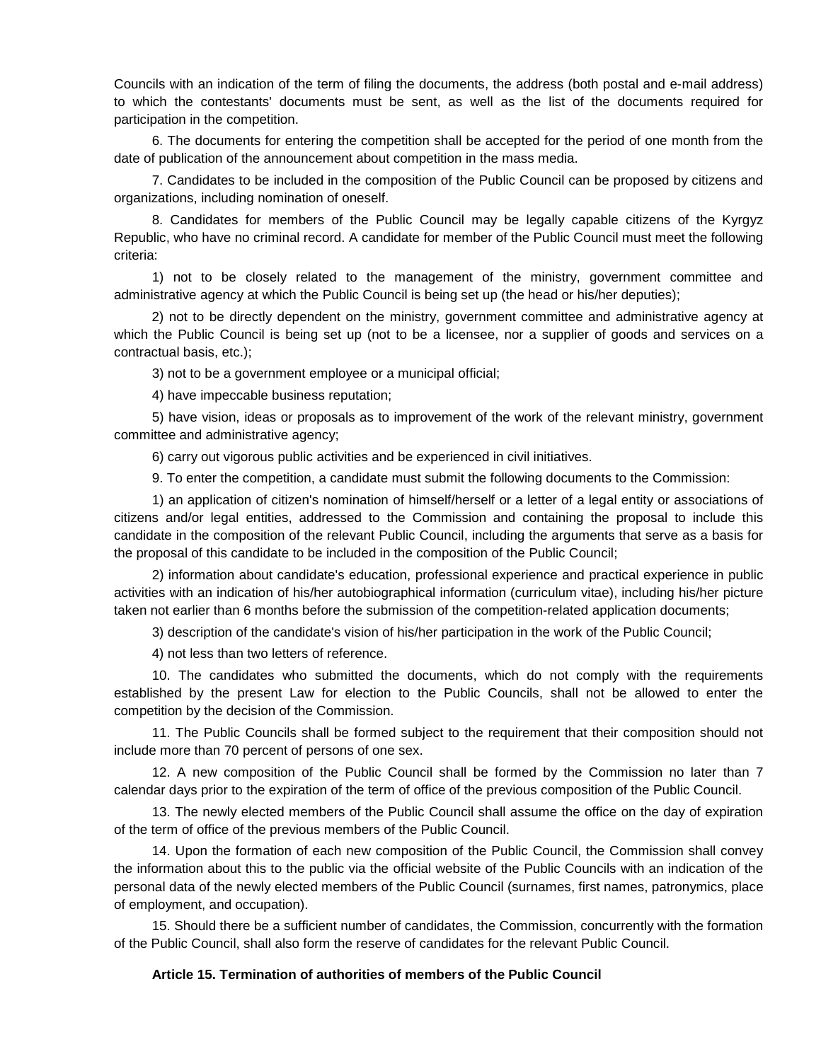Councils with an indication of the term of filing the documents, the address (both postal and e-mail address) to which the contestants' documents must be sent, as well as the list of the documents required for participation in the competition.

6. The documents for entering the competition shall be accepted for the period of one month from the date of publication of the announcement about competition in the mass media.

7. Candidates to be included in the composition of the Public Council can be proposed by citizens and organizations, including nomination of oneself.

8. Candidates for members of the Public Council may be legally capable citizens of the Kyrgyz Republic, who have no criminal record. A candidate for member of the Public Council must meet the following criteria:

1) not to be closely related to the management of the ministry, government committee and administrative agency at which the Public Council is being set up (the head or his/her deputies);

2) not to be directly dependent on the ministry, government committee and administrative agency at which the Public Council is being set up (not to be a licensee, nor a supplier of goods and services on a contractual basis, etc.);

3) not to be a government employee or a municipal official;

4) have impeccable business reputation;

5) have vision, ideas or proposals as to improvement of the work of the relevant ministry, government committee and administrative agency;

6) carry out vigorous public activities and be experienced in civil initiatives.

9. To enter the competition, a candidate must submit the following documents to the Commission:

1) an application of citizen's nomination of himself/herself or a letter of a legal entity or associations of citizens and/or legal entities, addressed to the Commission and containing the proposal to include this candidate in the composition of the relevant Public Council, including the arguments that serve as a basis for the proposal of this candidate to be included in the composition of the Public Council;

2) information about candidate's education, professional experience and practical experience in public activities with an indication of his/her autobiographical information (curriculum vitae), including his/her picture taken not earlier than 6 months before the submission of the competition-related application documents;

3) description of the candidate's vision of his/her participation in the work of the Public Council;

4) not less than two letters of reference.

10. The candidates who submitted the documents, which do not comply with the requirements established by the present Law for election to the Public Councils, shall not be allowed to enter the competition by the decision of the Commission.

11. The Public Councils shall be formed subject to the requirement that their composition should not include more than 70 percent of persons of one sex.

12. A new composition of the Public Council shall be formed by the Commission no later than 7 calendar days prior to the expiration of the term of office of the previous composition of the Public Council.

13. The newly elected members of the Public Council shall assume the office on the day of expiration of the term of office of the previous members of the Public Council.

14. Upon the formation of each new composition of the Public Council, the Commission shall convey the information about this to the public via the official website of the Public Councils with an indication of the personal data of the newly elected members of the Public Council (surnames, first names, patronymics, place of employment, and occupation).

15. Should there be a sufficient number of candidates, the Commission, concurrently with the formation of the Public Council, shall also form the reserve of candidates for the relevant Public Council.

**Article 15. Termination of authorities of members of the Public Council**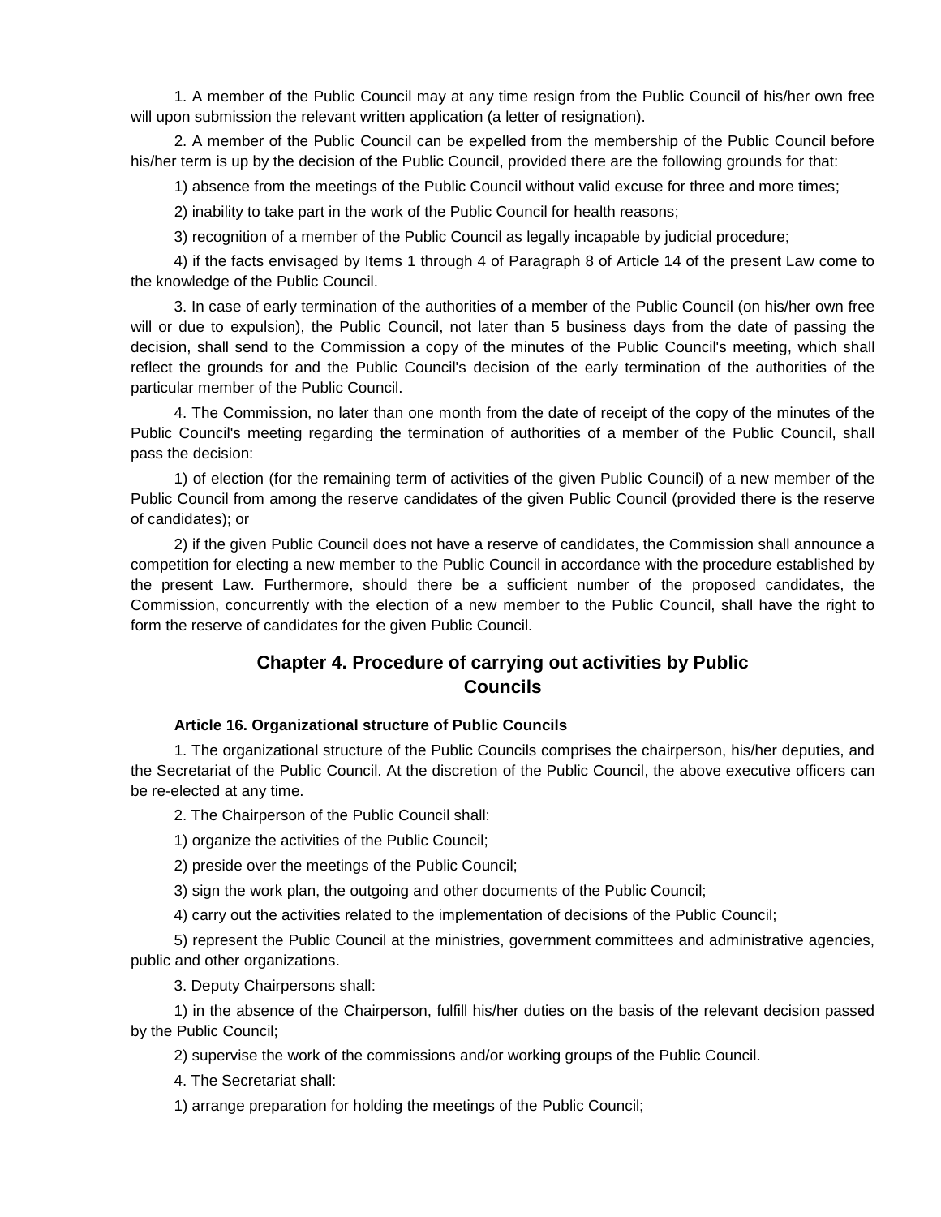1. A member of the Public Council may at any time resign from the Public Council of his/her own free will upon submission the relevant written application (a letter of resignation).

2. A member of the Public Council can be expelled from the membership of the Public Council before his/her term is up by the decision of the Public Council, provided there are the following grounds for that:

1) absence from the meetings of the Public Council without valid excuse for three and more times;

2) inability to take part in the work of the Public Council for health reasons;

3) recognition of a member of the Public Council as legally incapable by judicial procedure;

4) if the facts envisaged by Items 1 through 4 of Paragraph 8 of Article 14 of the present Law come to the knowledge of the Public Council.

3. In case of early termination of the authorities of a member of the Public Council (on his/her own free will or due to expulsion), the Public Council, not later than 5 business days from the date of passing the decision, shall send to the Commission a copy of the minutes of the Public Council's meeting, which shall reflect the grounds for and the Public Council's decision of the early termination of the authorities of the particular member of the Public Council.

4. The Commission, no later than one month from the date of receipt of the copy of the minutes of the Public Council's meeting regarding the termination of authorities of a member of the Public Council, shall pass the decision:

1) of election (for the remaining term of activities of the given Public Council) of a new member of the Public Council from among the reserve candidates of the given Public Council (provided there is the reserve of candidates); or

2) if the given Public Council does not have a reserve of candidates, the Commission shall announce a competition for electing a new member to the Public Council in accordance with the procedure established by the present Law. Furthermore, should there be a sufficient number of the proposed candidates, the Commission, concurrently with the election of a new member to the Public Council, shall have the right to form the reserve of candidates for the given Public Council.

## Chapter 4. Procedure of carrying out activities by Public Councils

#### Article 16. Organizational structure of Public Councils

1. The organizational structure of the Public Councils comprises the chairperson, his/her deputies, and the Secretariat of the Public Council. At the discretion of the Public Council, the above executive officers can be re-elected at any time.

2. The Chairperson of the Public Council shall:

1) organize the activities of the Public Council;

2) preside over the meetings of the Public Council;

3) sign the work plan, the outgoing and other documents of the Public Council;

4) carry out the activities related to the implementation of decisions of the Public Council;

5) represent the Public Council at the ministries, government committees and administrative agencies, public and other organizations.

3. Deputy Chairpersons shall:

1) in the absence of the Chairperson, fulfill his/her duties on the basis of the relevant decision passed by the Public Council;

2) supervise the work of the commissions and/or working groups of the Public Council.

4. The Secretariat shall:

1) arrange preparation for holding the meetings of the Public Council;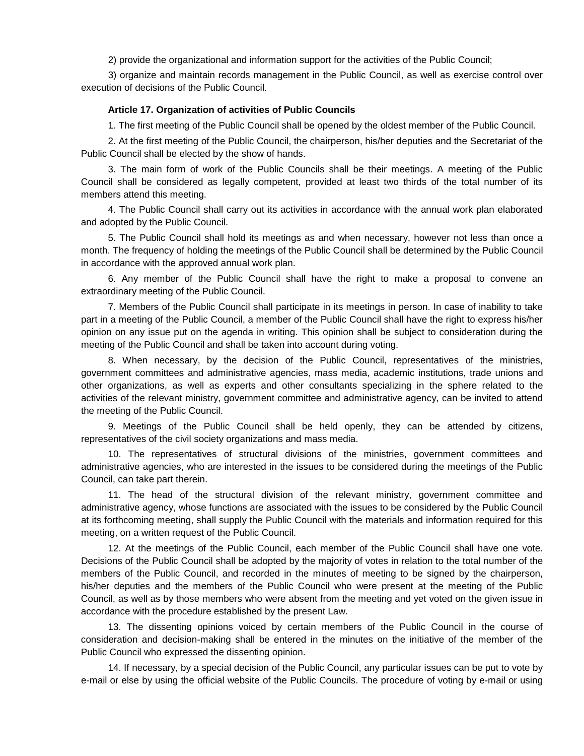2) provide the organizational and information support for the activities of the Public Council;

3) organize and maintain records management in the Public Council, as well as exercise control over execution of decisions of the Public Council.

**Article 17. Organization of activities of Public Councils**

1. The first meeting of the Public Council shall be opened by the oldest member of the Public Council.

2. At the first meeting of the Public Council, the chairperson, his/her deputies and the Secretariat of the Public Council shall be elected by the show of hands.

3. The main form of work of the Public Councils shall be their meetings. A meeting of the Public Council shall be considered as legally competent, provided at least two thirds of the total number of its members attend this meeting.

4. The Public Council shall carry out its activities in accordance with the annual work plan elaborated and adopted by the Public Council.

5. The Public Council shall hold its meetings as and when necessary, however not less than once a month. The frequency of holding the meetings of the Public Council shall be determined by the Public Council in accordance with the approved annual work plan.

6. Any member of the Public Council shall have the right to make a proposal to convene an extraordinary meeting of the Public Council.

7. Members of the Public Council shall participate in its meetings in person. In case of inability to take part in a meeting of the Public Council, a member of the Public Council shall have the right to express his/her opinion on any issue put on the agenda in writing. This opinion shall be subject to consideration during the meeting of the Public Council and shall be taken into account during voting.

8. When necessary, by the decision of the Public Council, representatives of the ministries, government committees and administrative agencies, mass media, academic institutions, trade unions and other organizations, as well as experts and other consultants specializing in the sphere related to the activities of the relevant ministry, government committee and administrative agency, can be invited to attend the meeting of the Public Council.

9. Meetings of the Public Council shall be held openly, they can be attended by citizens, representatives of the civil society organizations and mass media.

10. The representatives of structural divisions of the ministries, government committees and administrative agencies, who are interested in the issues to be considered during the meetings of the Public Council, can take part therein.

11. The head of the structural division of the relevant ministry, government committee and administrative agency, whose functions are associated with the issues to be considered by the Public Council at its forthcoming meeting, shall supply the Public Council with the materials and information required for this meeting, on a written request of the Public Council.

12. At the meetings of the Public Council, each member of the Public Council shall have one vote. Decisions of the Public Council shall be adopted by the majority of votes in relation to the total number of the members of the Public Council, and recorded in the minutes of meeting to be signed by the chairperson, his/her deputies and the members of the Public Council who were present at the meeting of the Public Council, as well as by those members who were absent from the meeting and yet voted on the given issue in accordance with the procedure established by the present Law.

13. The dissenting opinions voiced by certain members of the Public Council in the course of consideration and decision-making shall be entered in the minutes on the initiative of the member of the Public Council who expressed the dissenting opinion.

14. If necessary, by a special decision of the Public Council, any particular issues can be put to vote by e-mail or else by using the official website of the Public Councils. The procedure of voting by e-mail or using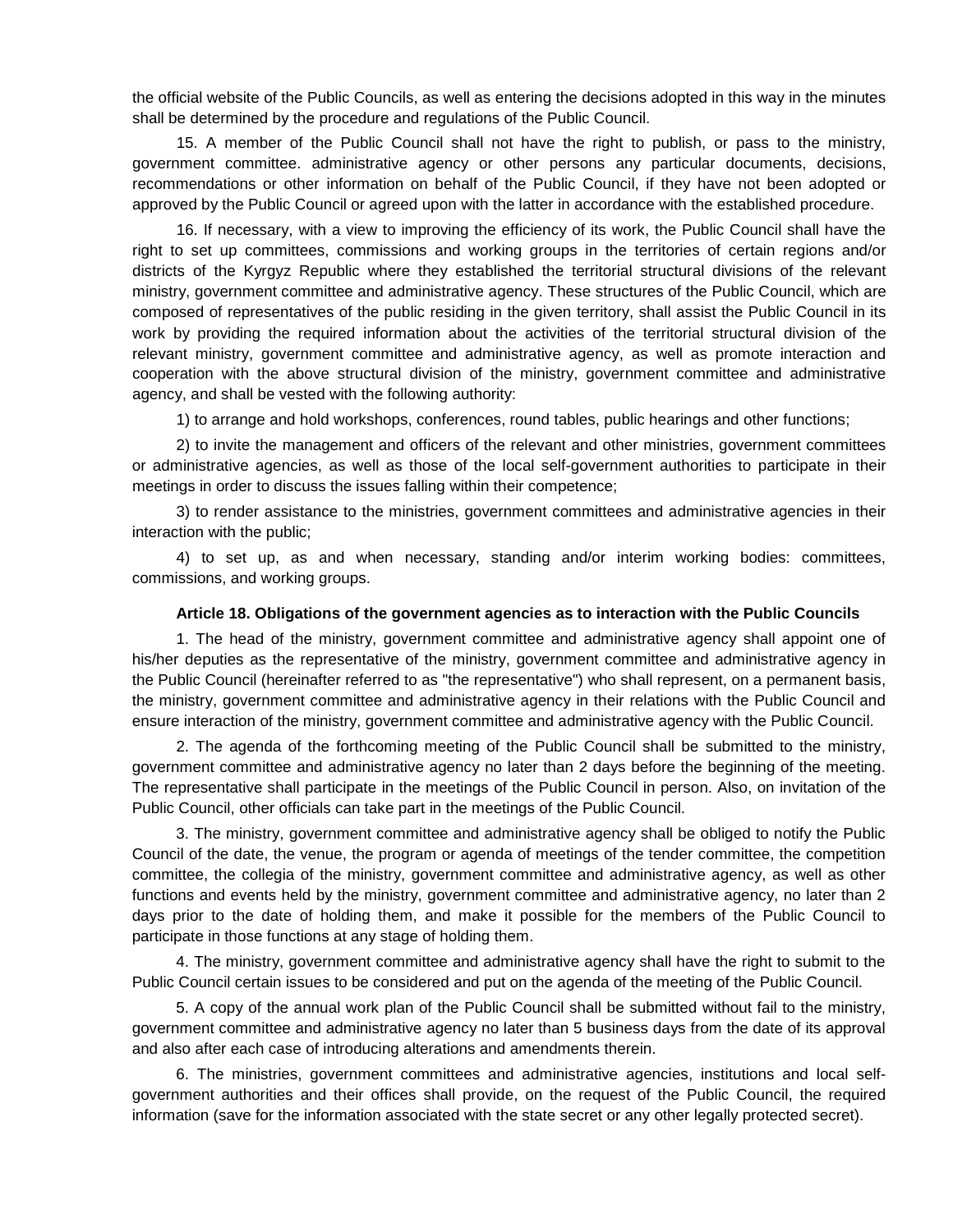the official website of the Public Councils, as well as entering the decisions adopted in this way in the minutes shall be determined by the procedure and regulations of the Public Council.

15. A member of the Public Council shall not have the right to publish, or pass to the ministry, government committee. administrative agency or other persons any particular documents, decisions, recommendations or other information on behalf of the Public Council, if they have not been adopted or approved by the Public Council or agreed upon with the latter in accordance with the established procedure.

16. If necessary, with a view to improving the efficiency of its work, the Public Council shall have the right to set up committees, commissions and working groups in the territories of certain regions and/or districts of the Kyrgyz Republic where they established the territorial structural divisions of the relevant ministry, government committee and administrative agency. These structures of the Public Council, which are composed of representatives of the public residing in the given territory, shall assist the Public Council in its work by providing the required information about the activities of the territorial structural division of the relevant ministry, government committee and administrative agency, as well as promote interaction and cooperation with the above structural division of the ministry, government committee and administrative agency, and shall be vested with the following authority:

1) to arrange and hold workshops, conferences, round tables, public hearings and other functions;

2) to invite the management and officers of the relevant and other ministries, government committees or administrative agencies, as well as those of the local self-government authorities to participate in their meetings in order to discuss the issues falling within their competence;

3) to render assistance to the ministries, government committees and administrative agencies in their interaction with the public;

4) to set up, as and when necessary, standing and/or interim working bodies: committees, commissions, and working groups.

### Article 18. Obligations of the government agencies as to interaction with the Public Councils

1. The head of the ministry, government committee and administrative agency shall appoint one of his/her deputies as the representative of the ministry, government committee and administrative agency in the Public Council (hereinafter referred to as "the representative") who shall represent, on a permanent basis, the ministry, government committee and administrative agency in their relations with the Public Council and ensure interaction of the ministry, government committee and administrative agency with the Public Council.

2. The agenda of the forthcoming meeting of the Public Council shall be submitted to the ministry, government committee and administrative agency no later than 2 days before the beginning of the meeting. The representative shall participate in the meetings of the Public Council in person. Also, on invitation of the Public Council, other officials can take part in the meetings of the Public Council.

3. The ministry, government committee and administrative agency shall be obliged to notify the Public Council of the date, the venue, the program or agenda of meetings of the tender committee, the competition committee, the collegia of the ministry, government committee and administrative agency, as well as other functions and events held by the ministry, government committee and administrative agency, no later than 2 days prior to the date of holding them, and make it possible for the members of the Public Council to participate in those functions at any stage of holding them.

4. The ministry, government committee and administrative agency shall have the right to submit to the Public Council certain issues to be considered and put on the agenda of the meeting of the Public Council.

5. A copy of the annual work plan of the Public Council shall be submitted without fail to the ministry, government committee and administrative agency no later than 5 business days from the date of its approval and also after each case of introducing alterations and amendments therein.

6. The ministries, government committees and administrative agencies, institutions and local self-government authorities and their offices shall provide, on the request of the Public Council, the required information (save for the information associated with the state secret or any other legally protected secret).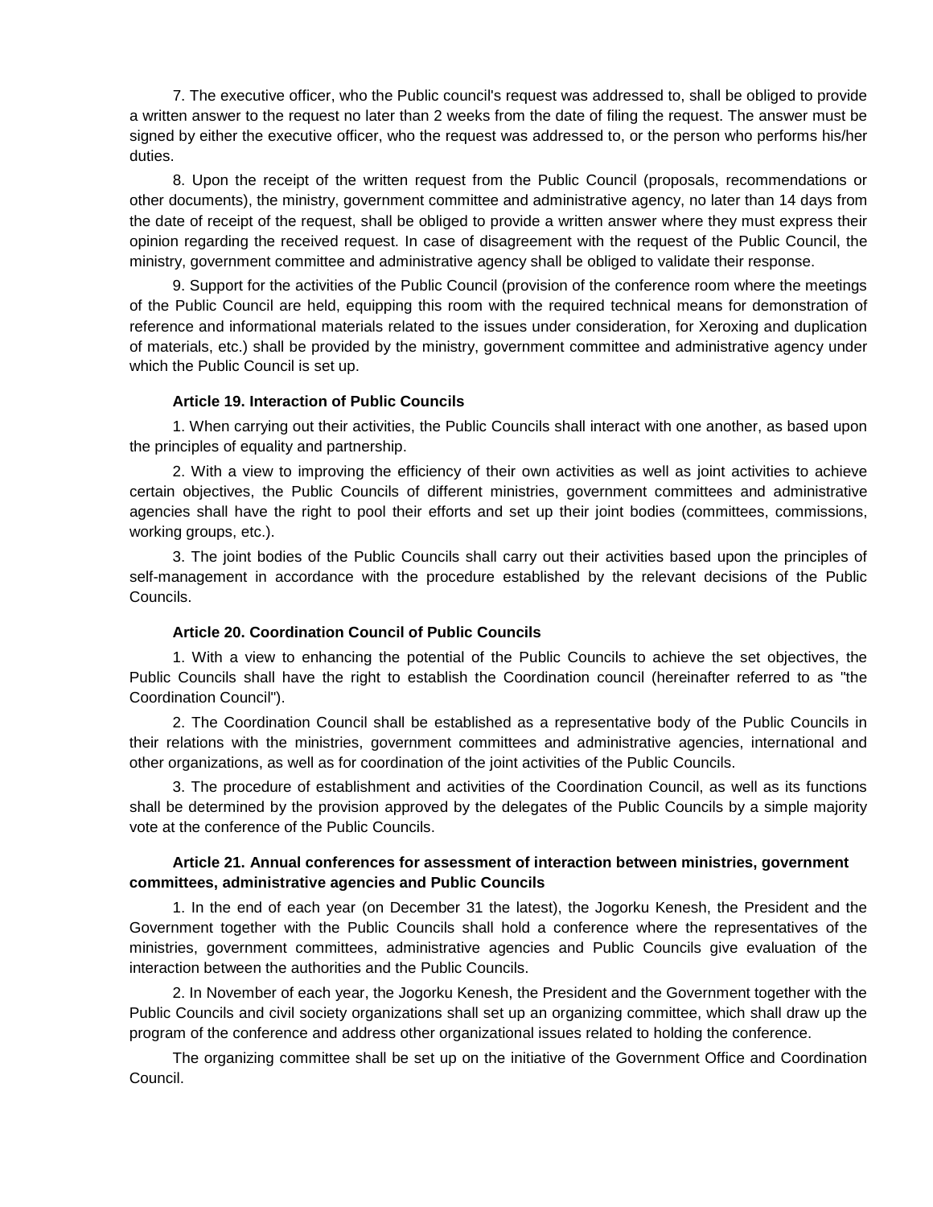7. The executive officer, who the Public council's request was addressed to, shall be obliged to provide a written answer to the request no later than 2 weeks from the date of filing the request. The answer must be signed by either the executive officer, who the request was addressed to, or the person who performs his/her duties.

8. Upon the receipt of the written request from the Public Council (proposals, recommendations or other documents), the ministry, government committee and administrative agency, no later than 14 days from the date of receipt of the request, shall be obliged to provide a written answer where they must express their opinion regarding the received request. In case of disagreement with the request of the Public Council, the ministry, government committee and administrative agency shall be obliged to validate their response.

9. Support for the activities of the Public Council (provision of the conference room where the meetings of the Public Council are held, equipping this room with the required technical means for demonstration of reference and informational materials related to the issues under consideration, for Xeroxing and duplication of materials, etc.) shall be provided by the ministry, government committee and administrative agency under which the Public Council is set up.

**Article 19. Interaction of Public Councils**

1. When carrying out their activities, the Public Councils shall interact with one another, as based upon the principles of equality and partnership.

2. With a view to improving the efficiency of their own activities as well as joint activities to achieve certain objectives, the Public Councils of different ministries, government committees and administrative agencies shall have the right to pool their efforts and set up their joint bodies (committees, commissions, working groups, etc.).

3. The joint bodies of the Public Councils shall carry out their activities based upon the principles of self-management in accordance with the procedure established by the relevant decisions of the Public Councils.

**Article 20. Coordination Council of Public Councils**

1. With a view to enhancing the potential of the Public Councils to achieve the set objectives, the Public Councils shall have the right to establish the Coordination council (hereinafter referred to as "the Coordination Council").

2. The Coordination Council shall be established as a representative body of the Public Councils in their relations with the ministries, government committees and administrative agencies, international and other organizations, as well as for coordination of the joint activities of the Public Councils.

3. The procedure of establishment and activities of the Coordination Council, as well as its functions shall be determined by the provision approved by the delegates of the Public Councils by a simple majority vote at the conference of the Public Councils.

**Article 21. Annual conferences for assessment of interaction between ministries, government committees, administrative agencies and Public Councils**

1. In the end of each year (on December 31 the latest), the Jogorku Kenesh, the President and the Government together with the Public Councils shall hold a conference where the representatives of the ministries, government committees, administrative agencies and Public Councils give evaluation of the interaction between the authorities and the Public Councils.

2. In November of each year, the Jogorku Kenesh, the President and the Government together with the Public Councils and civil society organizations shall set up an organizing committee, which shall draw up the program of the conference and address other organizational issues related to holding the conference.

The organizing committee shall be set up on the initiative of the Government Office and Coordination Council.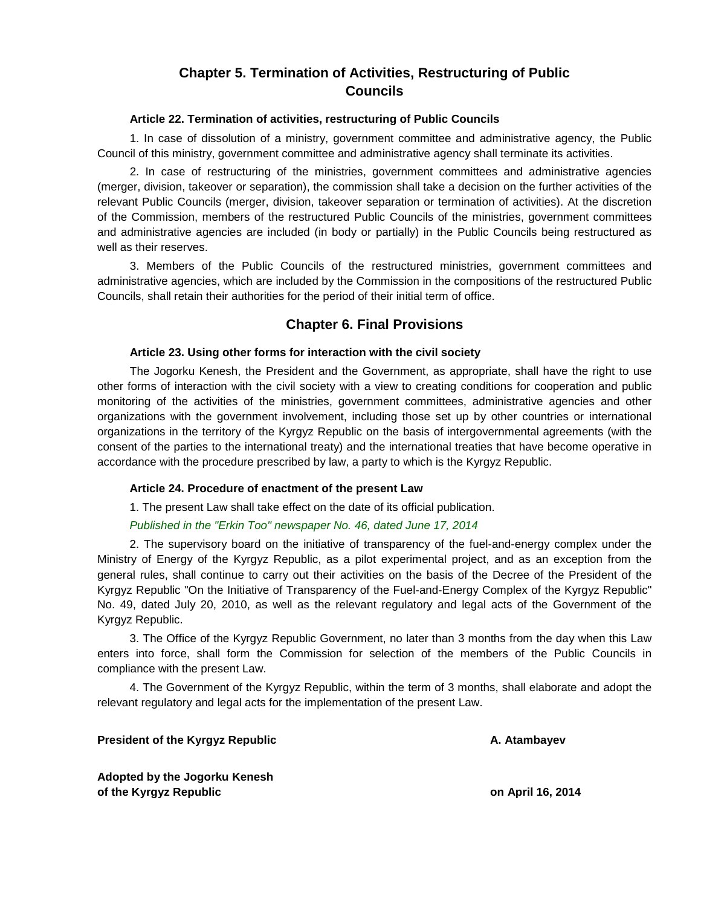## Chapter 5. Termination of Activities, Restructuring of Public Councils

### Article 22. Termination of activities, restructuring of Public Councils

1. In case of dissolution of a ministry, government committee and administrative agency, the Public Council of this ministry, government committee and administrative agency shall terminate its activities.

2. In case of restructuring of the ministries, government committees and administrative agencies (merger, division, takeover or separation), the commission shall take a decision on the further activities of the relevant Public Councils (merger, division, takeover separation or termination of activities). At the discretion of the Commission, members of the restructured Public Councils of the ministries, government committees and administrative agencies are included (in body or partially) in the Public Councils being restructured as well as their reserves.

3. Members of the Public Councils of the restructured ministries, government committees and administrative agencies, which are included by the Commission in the compositions of the restructured Public Councils, shall retain their authorities for the period of their initial term of office.

## Chapter 6. Final Provisions

### Article 23. Using other forms for interaction with the civil society

The Jogorku Kenesh, the President and the Government, as appropriate, shall have the right to use other forms of interaction with the civil society with a view to creating conditions for cooperation and public monitoring of the activities of the ministries, government committees, administrative agencies and other organizations with the government involvement, including those set up by other countries or international organizations in the territory of the Kyrgyz Republic on the basis of intergovernmental agreements (with the consent of the parties to the international treaty) and the international treaties that have become operative in accordance with the procedure prescribed by law, a party to which is the Kyrgyz Republic.

### Article 24. Procedure of enactment of the present Law

1. The present Law shall take effect on the date of its official publication.

*Published in the "Erkin Too" newspaper No. 46, dated June 17, 2014*

2. The supervisory board on the initiative of transparency of the fuel-and-energy complex under the Ministry of Energy of the Kyrgyz Republic, as a pilot experimental project, and as an exception from the general rules, shall continue to carry out their activities on the basis of the Decree of the President of the Kyrgyz Republic "On the Initiative of Transparency of the Fuel-and-Energy Complex of the Kyrgyz Republic" No. 49, dated July 20, 2010, as well as the relevant regulatory and legal acts of the Government of the Kyrgyz Republic.

3. The Office of the Kyrgyz Republic Government, no later than 3 months from the day when this Law enters into force, shall form the Commission for selection of the members of the Public Councils in compliance with the present Law.

4. The Government of the Kyrgyz Republic, within the term of 3 months, shall elaborate and adopt the relevant regulatory and legal acts for the implementation of the present Law.

**President of the Kyrgyz Republic** **A. Atambayev**

**Adopted by the Jogorku Kenesh of the Kyrgyz Republic** **on April 16, 2014**